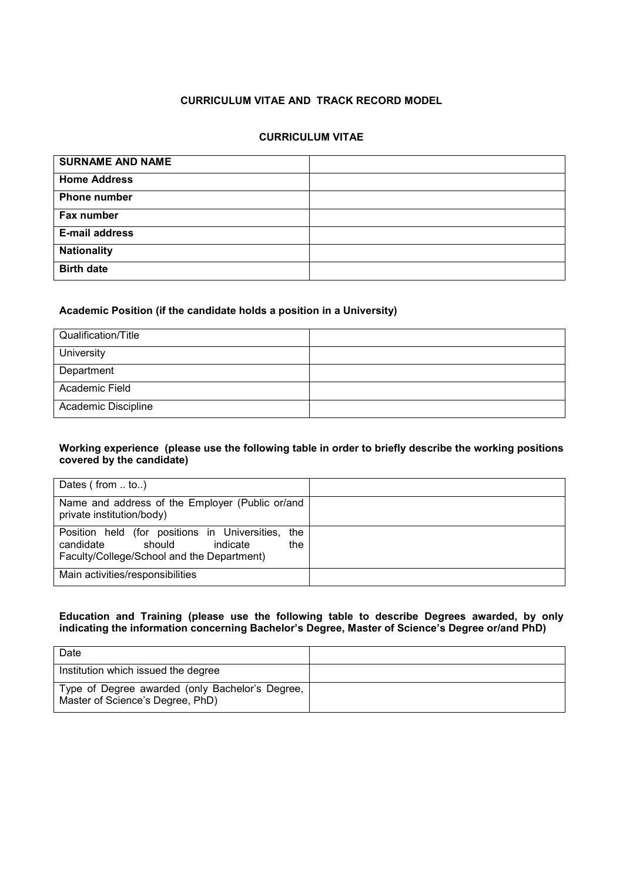## CURRICULUM VITAE AND TRACK RECORD MODEL

### CURRICULUM VITAE

| **SURNAME AND NAME** | |
|---|---|
| **Home Address** | |
| **Phone number** | |
| **Fax number** | |
| **E-mail address** | |
| **Nationality** | |
| **Birth date** | |

**Academic Position (if the candidate holds a position in a University)**

| Qualification/Title | |
|---|---|
| University | |
| Department | |
| Academic Field | |
| Academic Discipline | |

**Working experience (please use the following table in order to briefly describe the working positions covered by the candidate)**

| Dates ( from .. to..) | |
|---|---|
| Name and address of the Employer (Public or/and private institution/body) | |
| Position held (for positions in Universities, the candidate should indicate the Faculty/College/School and the Department) | |
| Main activities/responsibilities | |

**Education and Training (please use the following table to describe Degrees awarded, by only indicating the information concerning Bachelor's Degree, Master of Science's Degree or/and PhD)**

| Date | |
|---|---|
| Institution which issued the degree | |
| Type of Degree awarded (only Bachelor's Degree, Master of Science's Degree, PhD) | |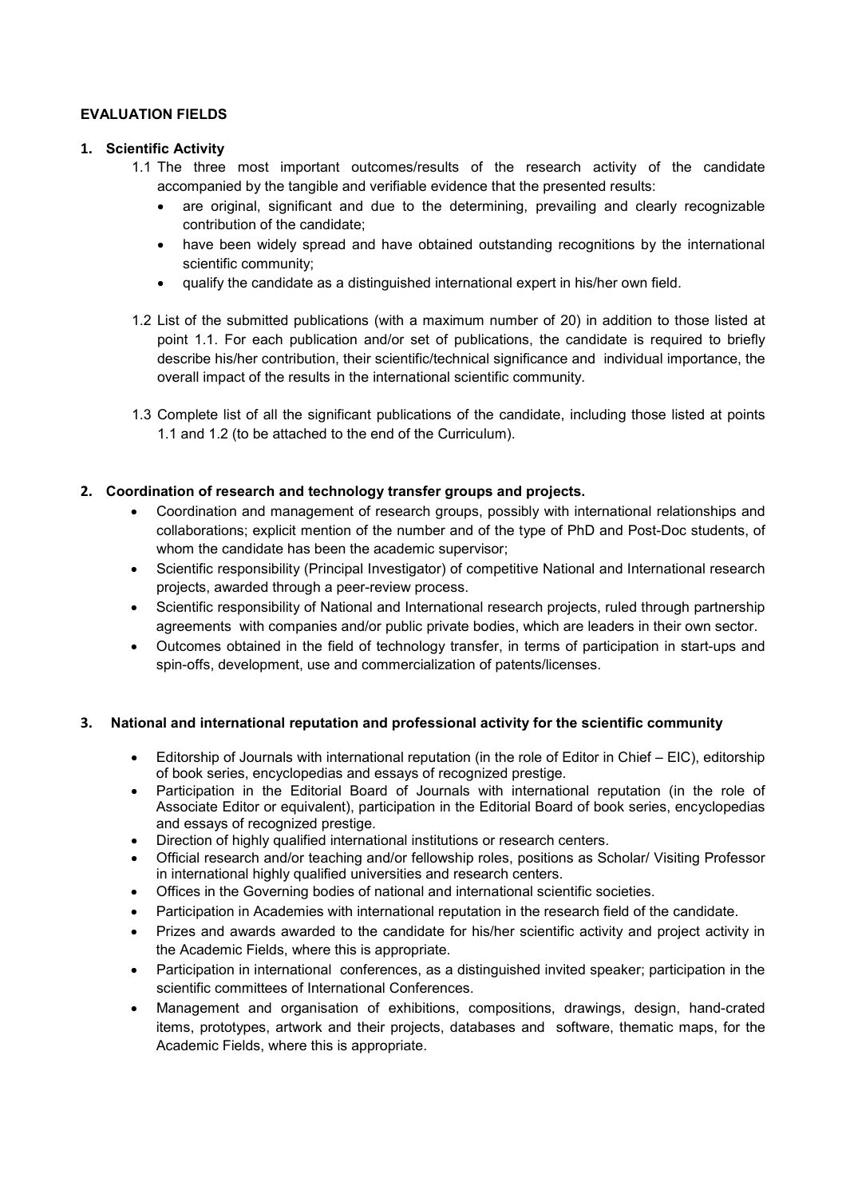**EVALUATION FIELDS**

**1. Scientific Activity**

1.1 The three most important outcomes/results of the research activity of the candidate accompanied by the tangible and verifiable evidence that the presented results:

- are original, significant and due to the determining, prevailing and clearly recognizable contribution of the candidate;
- have been widely spread and have obtained outstanding recognitions by the international scientific community;
- qualify the candidate as a distinguished international expert in his/her own field.

1.2 List of the submitted publications (with a maximum number of 20) in addition to those listed at point 1.1. For each publication and/or set of publications, the candidate is required to briefly describe his/her contribution, their scientific/technical significance and individual importance, the overall impact of the results in the international scientific community.

1.3 Complete list of all the significant publications of the candidate, including those listed at points 1.1 and 1.2 (to be attached to the end of the Curriculum).

**2. Coordination of research and technology transfer groups and projects.**

- Coordination and management of research groups, possibly with international relationships and collaborations; explicit mention of the number and of the type of PhD and Post-Doc students, of whom the candidate has been the academic supervisor;
- Scientific responsibility (Principal Investigator) of competitive National and International research projects, awarded through a peer-review process.
- Scientific responsibility of National and International research projects, ruled through partnership agreements with companies and/or public private bodies, which are leaders in their own sector.
- Outcomes obtained in the field of technology transfer, in terms of participation in start-ups and spin-offs, development, use and commercialization of patents/licenses.

**3. National and international reputation and professional activity for the scientific community**

- Editorship of Journals with international reputation (in the role of Editor in Chief – EIC), editorship of book series, encyclopedias and essays of recognized prestige.
- Participation in the Editorial Board of Journals with international reputation (in the role of Associate Editor or equivalent), participation in the Editorial Board of book series, encyclopedias and essays of recognized prestige.
- Direction of highly qualified international institutions or research centers.
- Official research and/or teaching and/or fellowship roles, positions as Scholar/ Visiting Professor in international highly qualified universities and research centers.
- Offices in the Governing bodies of national and international scientific societies.
- Participation in Academies with international reputation in the research field of the candidate.
- Prizes and awards awarded to the candidate for his/her scientific activity and project activity in the Academic Fields, where this is appropriate.
- Participation in international conferences, as a distinguished invited speaker; participation in the scientific committees of International Conferences.
- Management and organisation of exhibitions, compositions, drawings, design, hand-crated items, prototypes, artwork and their projects, databases and software, thematic maps, for the Academic Fields, where this is appropriate.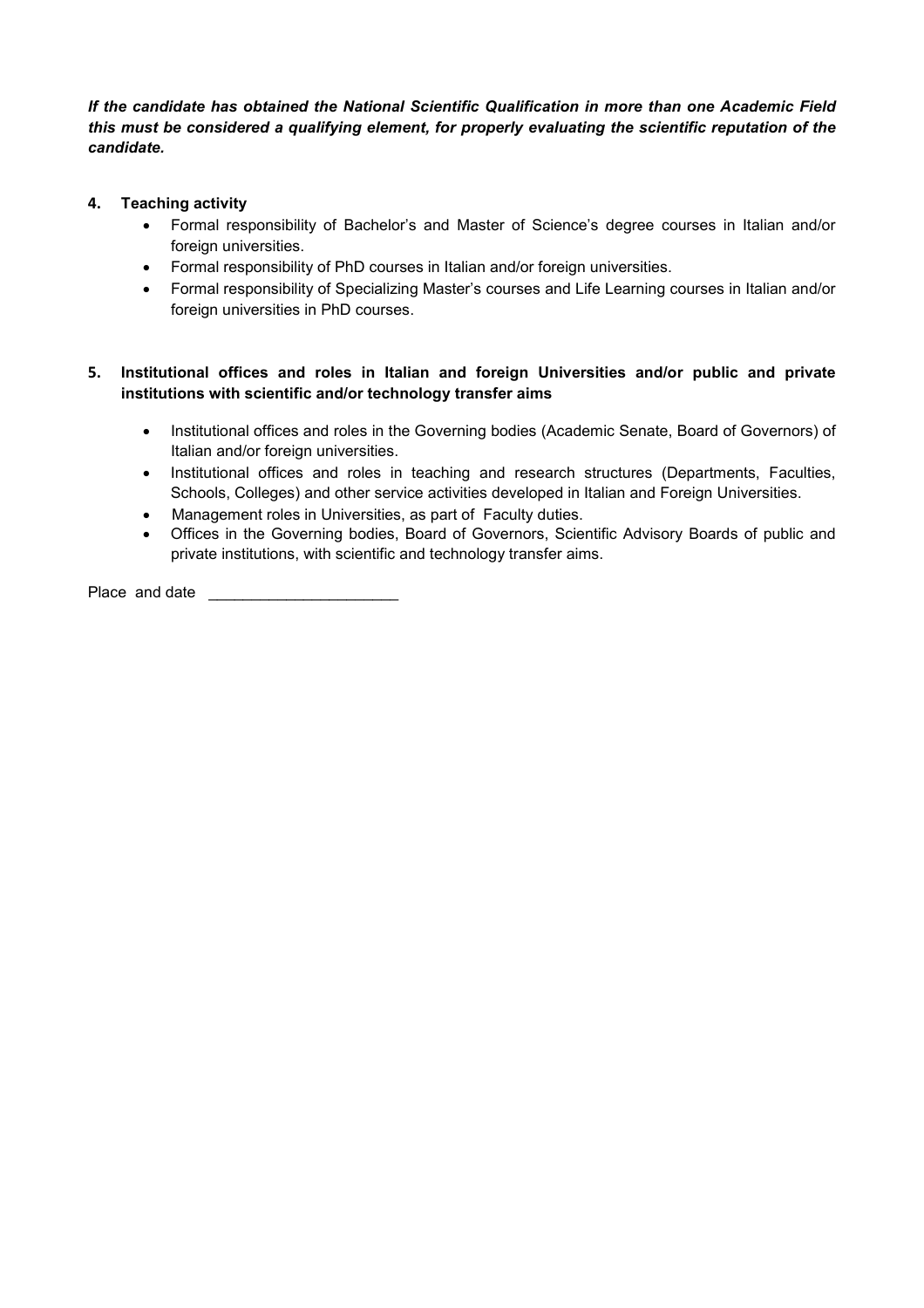***If the candidate has obtained the National Scientific Qualification in more than one Academic Field this must be considered a qualifying element, for properly evaluating the scientific reputation of the candidate.***

**4. Teaching activity**

- Formal responsibility of Bachelor's and Master of Science's degree courses in Italian and/or foreign universities.
- Formal responsibility of PhD courses in Italian and/or foreign universities.
- Formal responsibility of Specializing Master's courses and Life Learning courses in Italian and/or foreign universities in PhD courses.

**5. Institutional offices and roles in Italian and foreign Universities and/or public and private institutions with scientific and/or technology transfer aims**

- Institutional offices and roles in the Governing bodies (Academic Senate, Board of Governors) of Italian and/or foreign universities.
- Institutional offices and roles in teaching and research structures (Departments, Faculties, Schools, Colleges) and other service activities developed in Italian and Foreign Universities.
- Management roles in Universities, as part of Faculty duties.
- Offices in the Governing bodies, Board of Governors, Scientific Advisory Boards of public and private institutions, with scientific and technology transfer aims.

Place and date ______________________